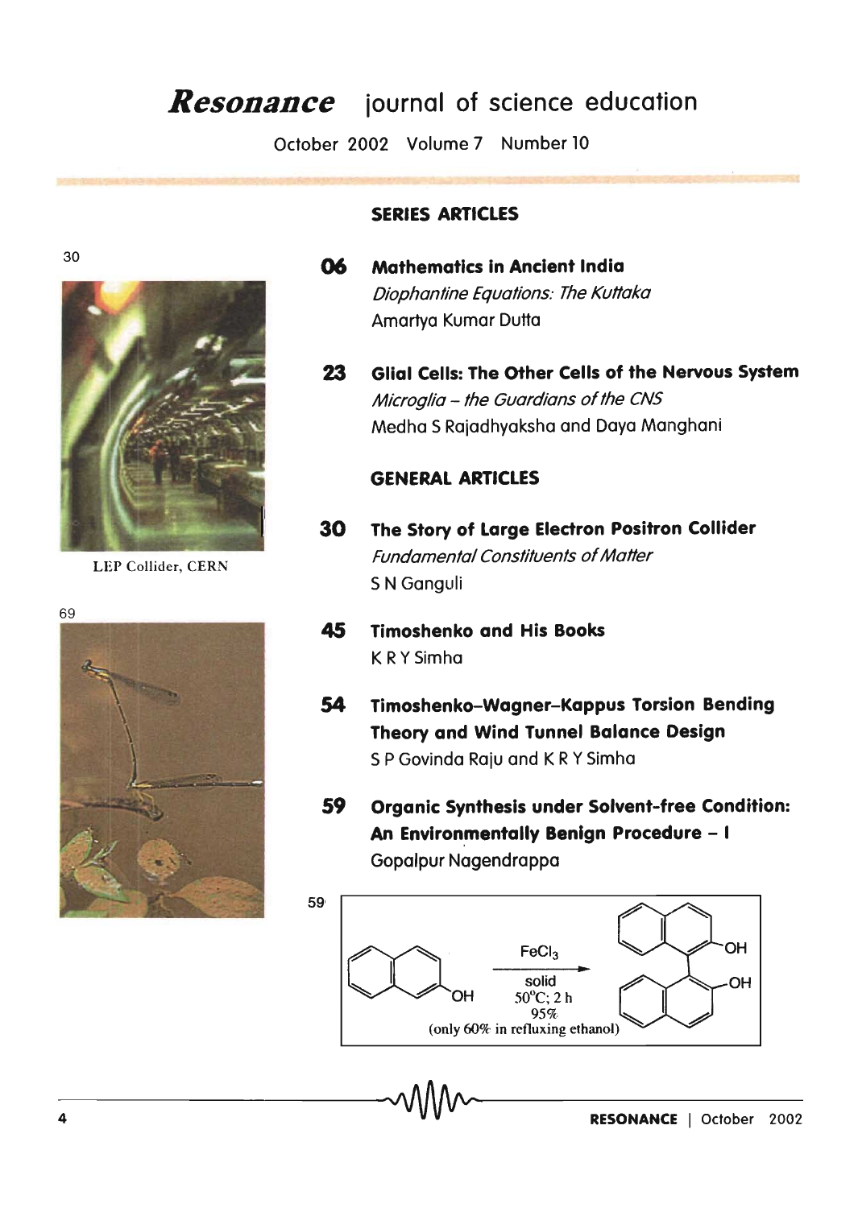# *Resonance* journal of science education

October 2002 Volume 7 Number 10

## SERIES ARTICLES

**06** **Mathematics in Ancient India**
*Diophantine Equations: The Kuttaka*
Amartya Kumar Dutta

**23** **Glial Cells: The Other Cells of the Nervous System**
*Microglia – the Guardians of the CNS*
Medha S Rajadhyaksha and Daya Manghani

## GENERAL ARTICLES

**30** **The Story of Large Electron Positron Collider**
*Fundamental Constituents of Matter*
S N Ganguli

**45** **Timoshenko and His Books**
K R Y Simha

**54** **Timoshenko–Wagner–Kappus Torsion Bending Theory and Wind Tunnel Balance Design**
S P Govinda Raju and K R Y Simha

**59** **Organic Synthesis under Solvent-free Condition: An Environmentally Benign Procedure – I**
Gopalpur Nagendrappa

30

LEP Collider, CERN

69

59

OH

$FeCl_3$

solid

50°C; 2 h

95%

(only 60% in refluxing ethanol)

OH

OH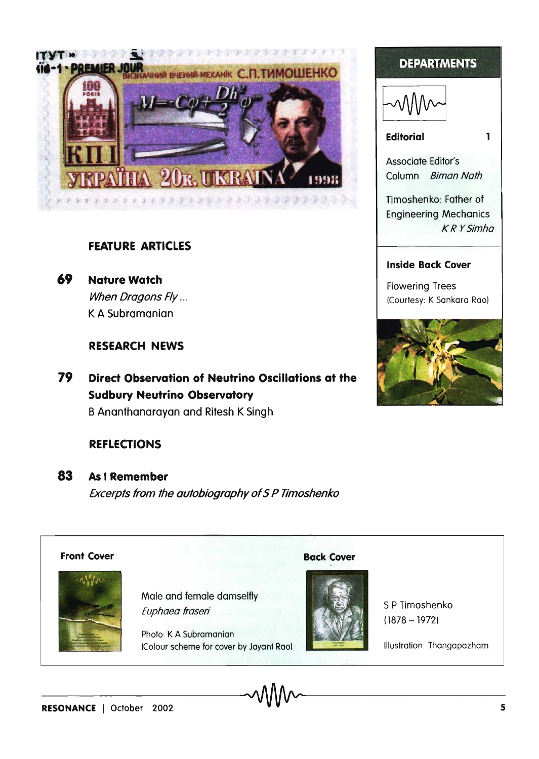## FEATURE ARTICLES

**69 Nature Watch**

*When Dragons Fly ...*

K A Subramanian

## RESEARCH NEWS

**79 Direct Observation of Neutrino Oscillations at the Sudbury Neutrino Observatory**

B Ananthanarayan and Ritesh K Singh

## REFLECTIONS

**83 As I Remember**

*Excerpts from the autobiography of S P Timoshenko*

## DEPARTMENTS

**Editorial** 1

Associate Editor's Column *Biman Nath*

Timoshenko: Father of Engineering Mechanics *K R Y Simha*

**Inside Back Cover**

Flowering Trees

(Courtesy: K Sankara Rao)

**Front Cover**

Male and female damselfly

*Euphaea fraseri*

Photo: K A Subramanian

(Colour scheme for cover by Jayant Rao)

**Back Cover**

S P Timoshenko

(1878 – 1972)

Illustration: Thangapazham